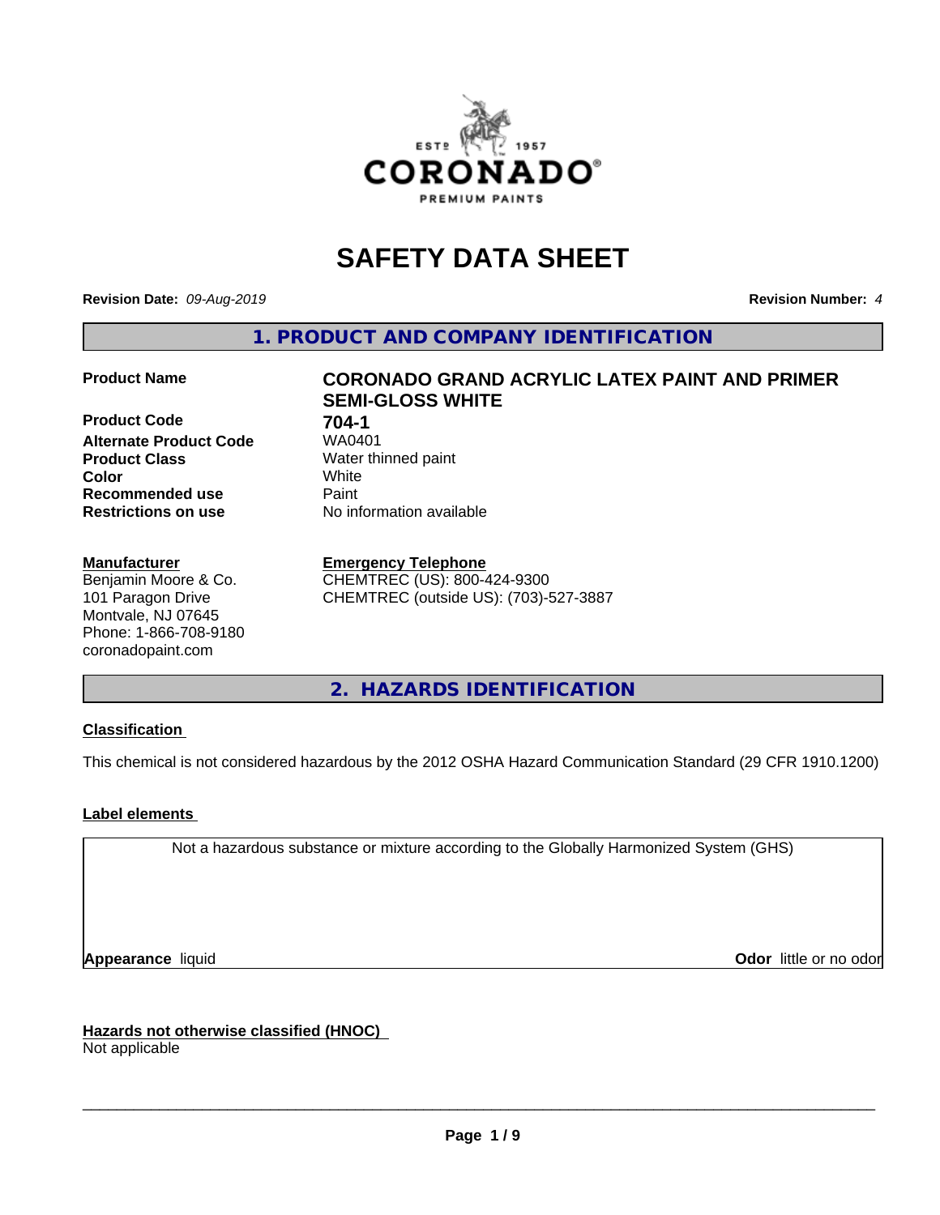# SAFETY DATA SHEET

**Revision Date:** *09-Aug-2019* **Revision Number:** *4*

## 1. PRODUCT AND COMPANY IDENTIFICATION

| | |
|---|---|
| **Product Name** | **CORONADO GRAND ACRYLIC LATEX PAINT AND PRIMER SEMI-GLOSS WHITE** |
| **Product Code** | **704-1** |
| **Alternate Product Code** | WA0401 |
| **Product Class** | Water thinned paint |
| **Color** | White |
| **Recommended use** | Paint |
| **Restrictions on use** | No information available |

**Manufacturer**
Benjamin Moore & Co.
101 Paragon Drive
Montvale, NJ 07645
Phone: 1-866-708-9180
coronadopaint.com

**Emergency Telephone**
CHEMTREC (US): 800-424-9300
CHEMTREC (outside US): (703)-527-3887

## 2. HAZARDS IDENTIFICATION

**Classification**

This chemical is not considered hazardous by the 2012 OSHA Hazard Communication Standard (29 CFR 1910.1200)

**Label elements**

Not a hazardous substance or mixture according to the Globally Harmonized System (GHS)

**Appearance** liquid **Odor** little or no odor

**Hazards not otherwise classified (HNOC)**
Not applicable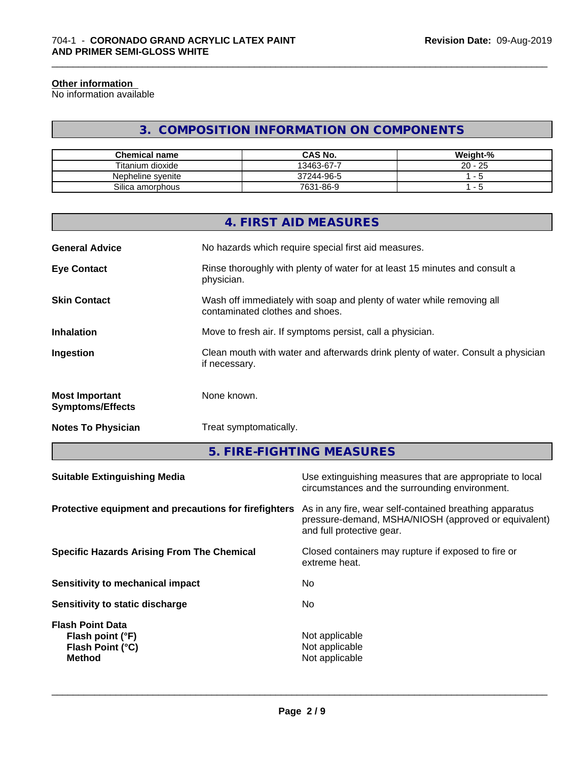**Other information**
No information available

## 3. COMPOSITION INFORMATION ON COMPONENTS

| Chemical name | CAS No. | Weight-% |
|---|---|---|
| Titanium dioxide | 13463-67-7 | 20 - 25 |
| Nepheline syenite | 37244-96-5 | 1 - 5 |
| Silica amorphous | 7631-86-9 | 1 - 5 |

## 4. FIRST AID MEASURES

**General Advice** No hazards which require special first aid measures.

**Eye Contact** Rinse thoroughly with plenty of water for at least 15 minutes and consult a physician.

**Skin Contact** Wash off immediately with soap and plenty of water while removing all contaminated clothes and shoes.

**Inhalation** Move to fresh air. If symptoms persist, call a physician.

**Ingestion** Clean mouth with water and afterwards drink plenty of water. Consult a physician if necessary.

**Most Important Symptoms/Effects** None known.

**Notes To Physician** Treat symptomatically.

## 5. FIRE-FIGHTING MEASURES

**Suitable Extinguishing Media** Use extinguishing measures that are appropriate to local circumstances and the surrounding environment.

**Protective equipment and precautions for firefighters** As in any fire, wear self-contained breathing apparatus pressure-demand, MSHA/NIOSH (approved or equivalent) and full protective gear.

**Specific Hazards Arising From The Chemical** Closed containers may rupture if exposed to fire or extreme heat.

**Sensitivity to mechanical impact** No

**Sensitivity to static discharge** No

**Flash Point Data**
**Flash point (°F)** Not applicable
**Flash Point (°C)** Not applicable
**Method** Not applicable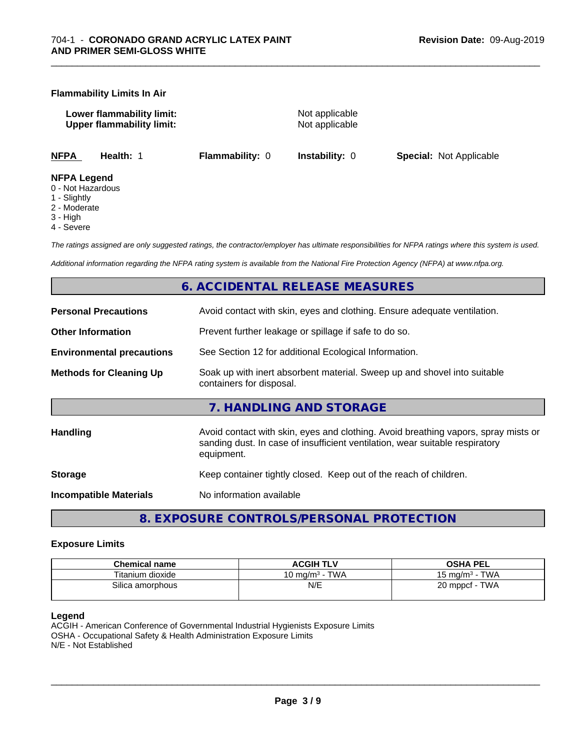### Flammability Limits In Air

| | |
|---|---|
| **Lower flammability limit:** | Not applicable |
| **Upper flammability limit:** | Not applicable |

| **NFPA** | **Health:** 1 | **Flammability:** 0 | **Instability:** 0 | **Special:** Not Applicable |
|---|---|---|---|---|

### NFPA Legend

- 0 - Not Hazardous
- 1 - Slightly
- 2 - Moderate
- 3 - High
- 4 - Severe

*The ratings assigned are only suggested ratings, the contractor/employer has ultimate responsibilities for NFPA ratings where this system is used.*

*Additional information regarding the NFPA rating system is available from the National Fire Protection Agency (NFPA) at www.nfpa.org.*

## 6. ACCIDENTAL RELEASE MEASURES

| | |
|---|---|
| **Personal Precautions** | Avoid contact with skin, eyes and clothing. Ensure adequate ventilation. |
| **Other Information** | Prevent further leakage or spillage if safe to do so. |
| **Environmental precautions** | See Section 12 for additional Ecological Information. |
| **Methods for Cleaning Up** | Soak up with inert absorbent material. Sweep up and shovel into suitable containers for disposal. |

## 7. HANDLING AND STORAGE

| | |
|---|---|
| **Handling** | Avoid contact with skin, eyes and clothing. Avoid breathing vapors, spray mists or sanding dust. In case of insufficient ventilation, wear suitable respiratory equipment. |
| **Storage** | Keep container tightly closed. Keep out of the reach of children. |
| **Incompatible Materials** | No information available |

## 8. EXPOSURE CONTROLS/PERSONAL PROTECTION

### Exposure Limits

| Chemical name | ACGIH TLV | OSHA PEL |
|---|---|---|
| Titanium dioxide | 10 mg/m³ - TWA | 15 mg/m³ - TWA |
| Silica amorphous | N/E | 20 mppcf - TWA |

### Legend

ACGIH - American Conference of Governmental Industrial Hygienists Exposure Limits
OSHA - Occupational Safety & Health Administration Exposure Limits
N/E - Not Established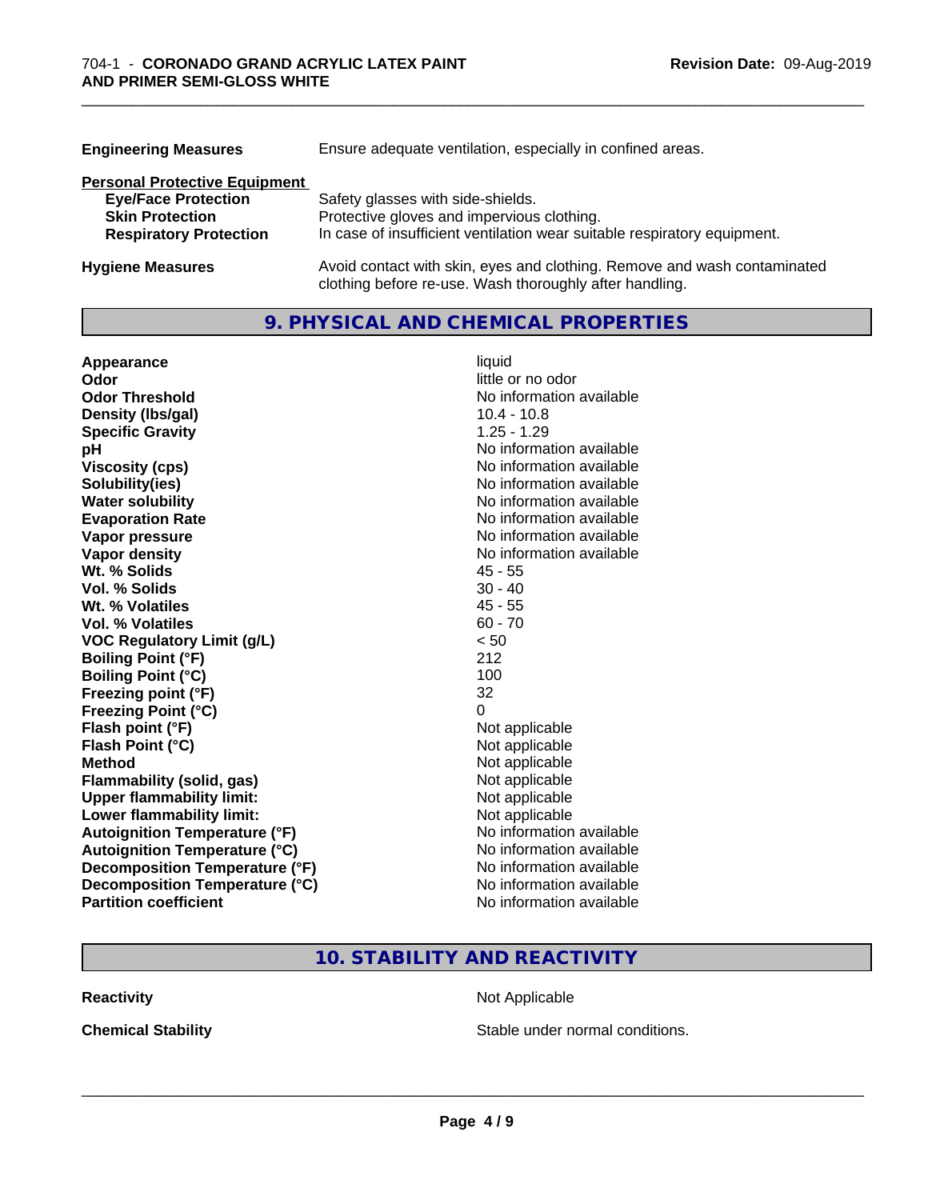| | |
|---|---|
| **Engineering Measures** | Ensure adequate ventilation, especially in confined areas. |
| **Personal Protective Equipment** | |
| **Eye/Face Protection** | Safety glasses with side-shields. |
| **Skin Protection** | Protective gloves and impervious clothing. |
| **Respiratory Protection** | In case of insufficient ventilation wear suitable respiratory equipment. |
| **Hygiene Measures** | Avoid contact with skin, eyes and clothing. Remove and wash contaminated clothing before re-use. Wash thoroughly after handling. |

## 9. PHYSICAL AND CHEMICAL PROPERTIES

| | |
|---|---|
| **Appearance** | liquid |
| **Odor** | little or no odor |
| **Odor Threshold** | No information available |
| **Density (lbs/gal)** | 10.4 - 10.8 |
| **Specific Gravity** | 1.25 - 1.29 |
| **pH** | No information available |
| **Viscosity (cps)** | No information available |
| **Solubility(ies)** | No information available |
| **Water solubility** | No information available |
| **Evaporation Rate** | No information available |
| **Vapor pressure** | No information available |
| **Vapor density** | No information available |
| **Wt. % Solids** | 45 - 55 |
| **Vol. % Solids** | 30 - 40 |
| **Wt. % Volatiles** | 45 - 55 |
| **Vol. % Volatiles** | 60 - 70 |
| **VOC Regulatory Limit (g/L)** | < 50 |
| **Boiling Point (°F)** | 212 |
| **Boiling Point (°C)** | 100 |
| **Freezing point (°F)** | 32 |
| **Freezing Point (°C)** | 0 |
| **Flash point (°F)** | Not applicable |
| **Flash Point (°C)** | Not applicable |
| **Method** | Not applicable |
| **Flammability (solid, gas)** | Not applicable |
| **Upper flammability limit:** | Not applicable |
| **Lower flammability limit:** | Not applicable |
| **Autoignition Temperature (°F)** | No information available |
| **Autoignition Temperature (°C)** | No information available |
| **Decomposition Temperature (°F)** | No information available |
| **Decomposition Temperature (°C)** | No information available |
| **Partition coefficient** | No information available |

## 10. STABILITY AND REACTIVITY

| | |
|---|---|
| **Reactivity** | Not Applicable |
| **Chemical Stability** | Stable under normal conditions. |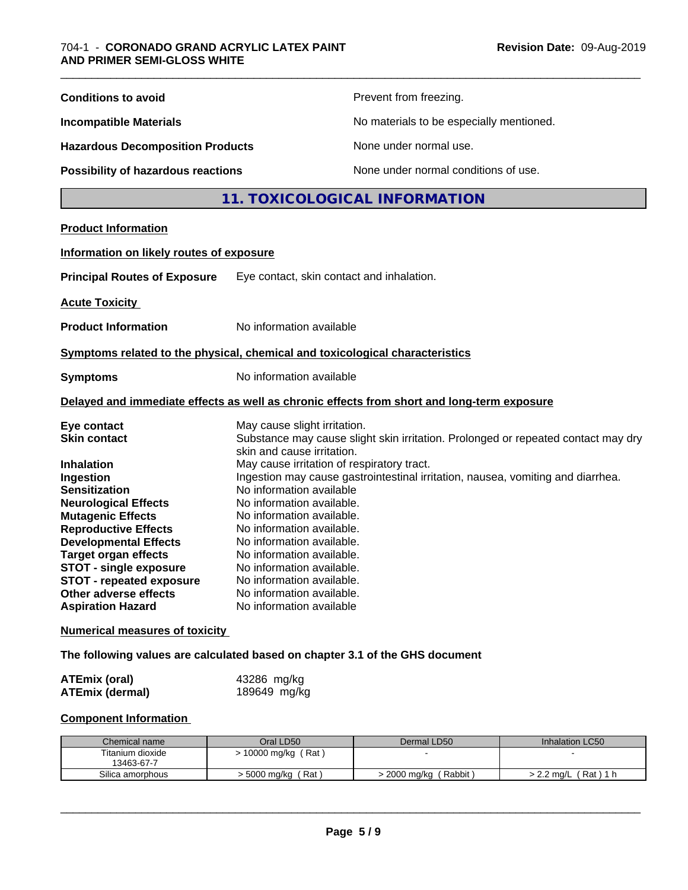| | |
|---|---|
| **Conditions to avoid** | Prevent from freezing. |
| **Incompatible Materials** | No materials to be especially mentioned. |
| **Hazardous Decomposition Products** | None under normal use. |
| **Possibility of hazardous reactions** | None under normal conditions of use. |

## 11. TOXICOLOGICAL INFORMATION

**Product Information**

**Information on likely routes of exposure**

**Principal Routes of Exposure** Eye contact, skin contact and inhalation.

**Acute Toxicity**

**Product Information** No information available

**Symptoms related to the physical, chemical and toxicological characteristics**

**Symptoms** No information available

**Delayed and immediate effects as well as chronic effects from short and long-term exposure**

| | |
|---|---|
| **Eye contact** | May cause slight irritation. |
| **Skin contact** | Substance may cause slight skin irritation. Prolonged or repeated contact may dry skin and cause irritation. |
| **Inhalation** | May cause irritation of respiratory tract. |
| **Ingestion** | Ingestion may cause gastrointestinal irritation, nausea, vomiting and diarrhea. |
| **Sensitization** | No information available |
| **Neurological Effects** | No information available. |
| **Mutagenic Effects** | No information available. |
| **Reproductive Effects** | No information available. |
| **Developmental Effects** | No information available. |
| **Target organ effects** | No information available. |
| **STOT - single exposure** | No information available. |
| **STOT - repeated exposure** | No information available. |
| **Other adverse effects** | No information available. |
| **Aspiration Hazard** | No information available |

**Numerical measures of toxicity**

**The following values are calculated based on chapter 3.1 of the GHS document**

| | |
|---|---|
| **ATEmix (oral)** | 43286 mg/kg |
| **ATEmix (dermal)** | 189649 mg/kg |

**Component Information**

| Chemical name | Oral LD50 | Dermal LD50 | Inhalation LC50 |
|---|---|---|---|
| Titanium dioxide<br>13463-67-7 | > 10000 mg/kg ( Rat ) | - | - |
| Silica amorphous | > 5000 mg/kg ( Rat ) | > 2000 mg/kg ( Rabbit ) | > 2.2 mg/L ( Rat ) 1 h |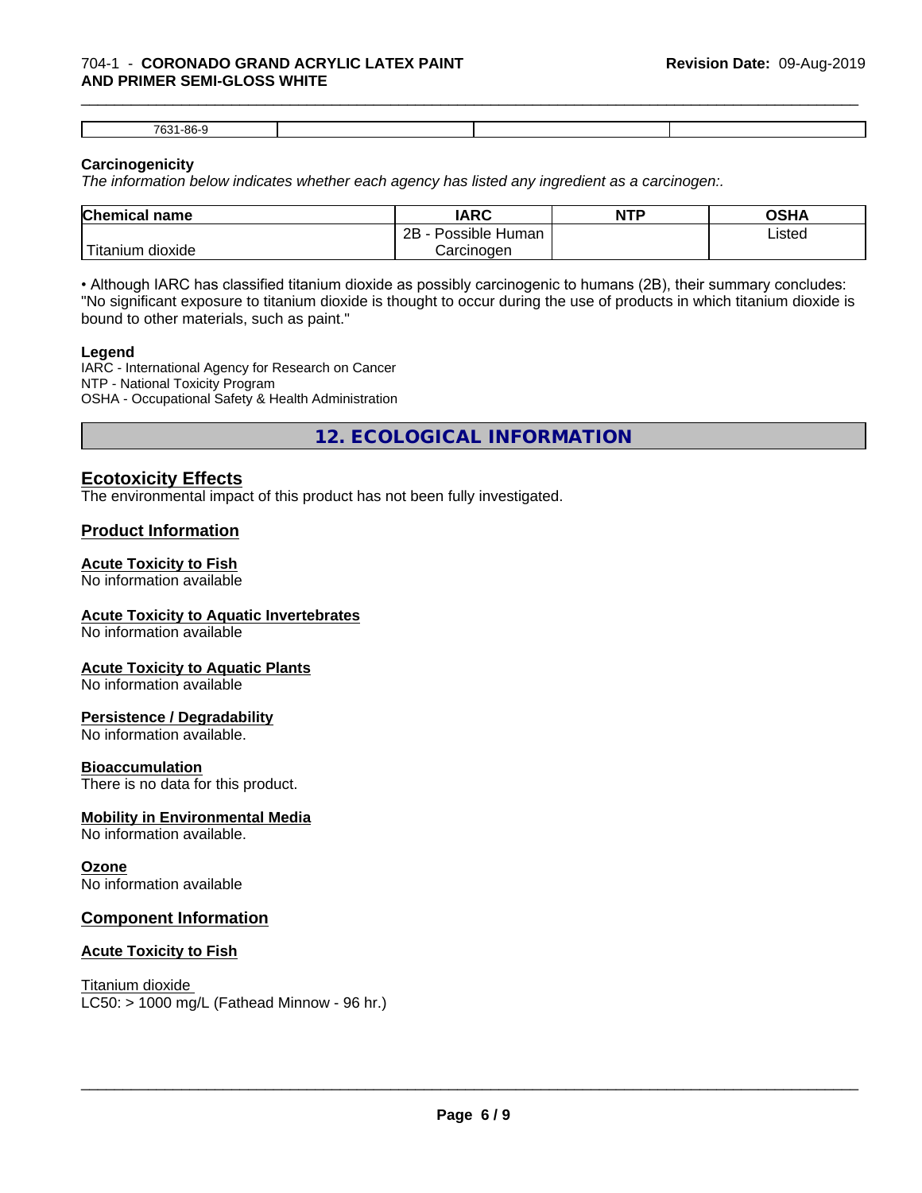| 7631-86-9 | | | |
|---|---|---|---|

**Carcinogenicity**

*The information below indicates whether each agency has listed any ingredient as a carcinogen:.*

| Chemical name | IARC | NTP | OSHA |
|---|---|---|---|
| Titanium dioxide | 2B - Possible Human Carcinogen | | Listed |

• Although IARC has classified titanium dioxide as possibly carcinogenic to humans (2B), their summary concludes: "No significant exposure to titanium dioxide is thought to occur during the use of products in which titanium dioxide is bound to other materials, such as paint."

**Legend**

IARC - International Agency for Research on Cancer
NTP - National Toxicity Program
OSHA - Occupational Safety & Health Administration

## 12. ECOLOGICAL INFORMATION

### Ecotoxicity Effects

The environmental impact of this product has not been fully investigated.

### Product Information

#### Acute Toxicity to Fish

No information available

#### Acute Toxicity to Aquatic Invertebrates

No information available

#### Acute Toxicity to Aquatic Plants

No information available

#### Persistence / Degradability

No information available.

#### Bioaccumulation

There is no data for this product.

#### Mobility in Environmental Media

No information available.

#### Ozone

No information available

### Component Information

#### Acute Toxicity to Fish

Titanium dioxide
LC50: > 1000 mg/L (Fathead Minnow - 96 hr.)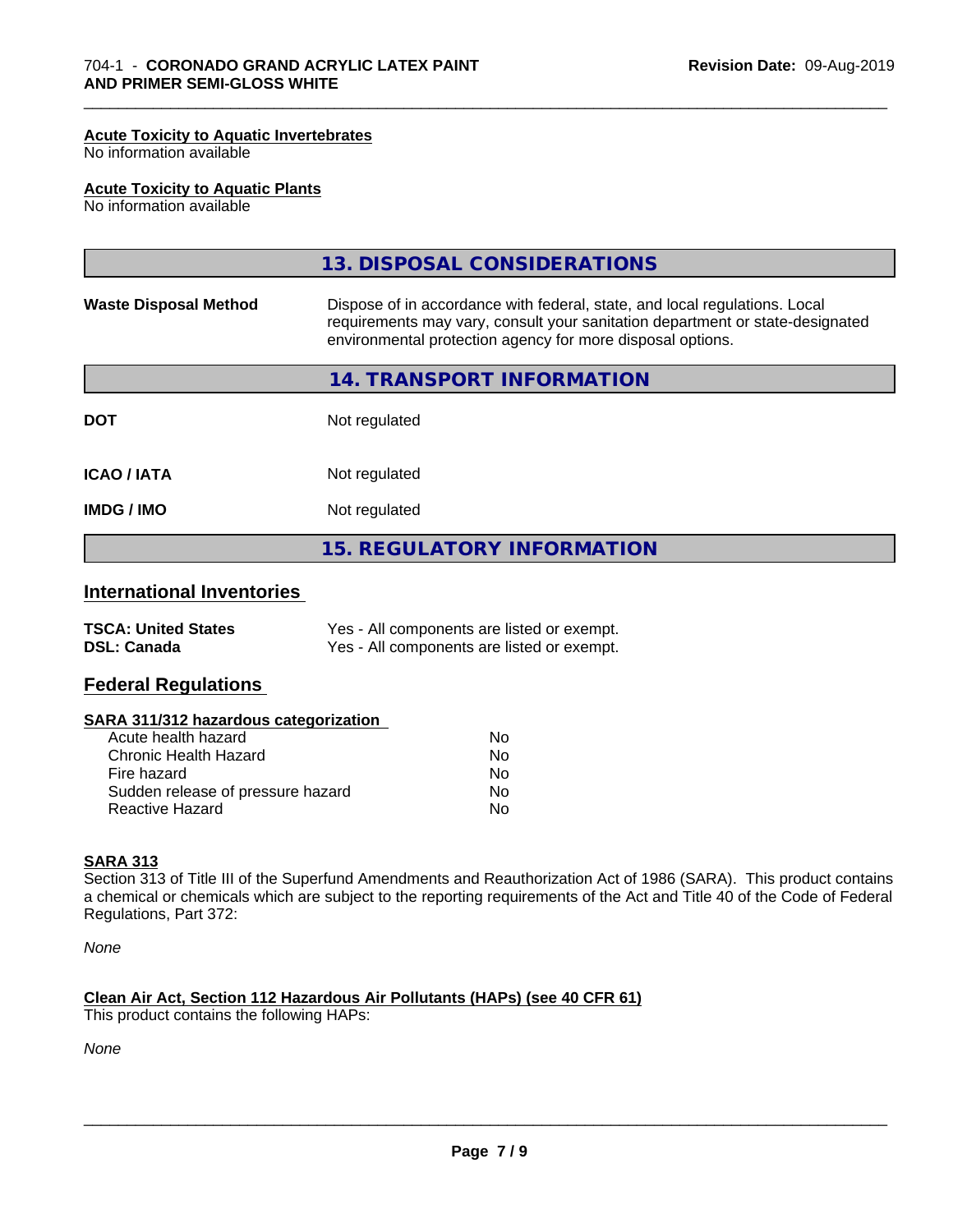#### Acute Toxicity to Aquatic Invertebrates
No information available

#### Acute Toxicity to Aquatic Plants
No information available

## 13. DISPOSAL CONSIDERATIONS

| | |
|---|---|
| **Waste Disposal Method** | Dispose of in accordance with federal, state, and local regulations. Local requirements may vary, consult your sanitation department or state-designated environmental protection agency for more disposal options. |

## 14. TRANSPORT INFORMATION

| | |
|---|---|
| **DOT** | Not regulated |
| **ICAO / IATA** | Not regulated |
| **IMDG / IMO** | Not regulated |

## 15. REGULATORY INFORMATION

### International Inventories

| | |
|---|---|
| **TSCA: United States** | Yes - All components are listed or exempt. |
| **DSL: Canada** | Yes - All components are listed or exempt. |

### Federal Regulations

#### SARA 311/312 hazardous categorization

| | |
|---|---|
| Acute health hazard | No |
| Chronic Health Hazard | No |
| Fire hazard | No |
| Sudden release of pressure hazard | No |
| Reactive Hazard | No |

#### SARA 313
Section 313 of Title III of the Superfund Amendments and Reauthorization Act of 1986 (SARA). This product contains a chemical or chemicals which are subject to the reporting requirements of the Act and Title 40 of the Code of Federal Regulations, Part 372:

*None*

#### Clean Air Act, Section 112 Hazardous Air Pollutants (HAPs) (see 40 CFR 61)
This product contains the following HAPs:

*None*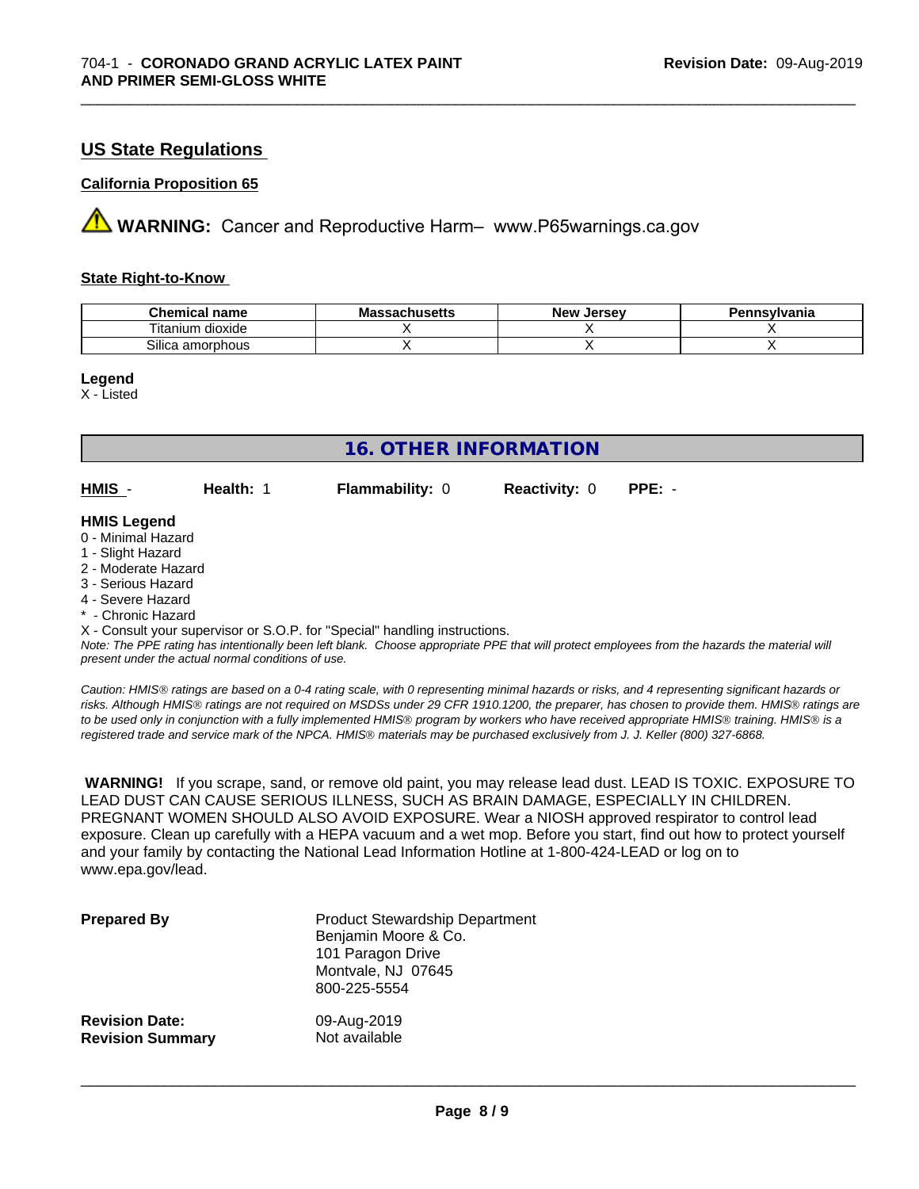## US State Regulations

### California Proposition 65

**WARNING:** Cancer and Reproductive Harm– www.P65warnings.ca.gov

#### State Right-to-Know

| Chemical name | Massachusetts | New Jersey | Pennsylvania |
|---|---|---|---|
| Titanium dioxide | X | X | X |
| Silica amorphous | X | X | X |

**Legend**

X - Listed

## 16. OTHER INFORMATION

| HMIS - | Health: 1 | Flammability: 0 | Reactivity: 0 | PPE: - |
|---|---|---|---|---|

**HMIS Legend**

0 - Minimal Hazard
1 - Slight Hazard
2 - Moderate Hazard
3 - Serious Hazard
4 - Severe Hazard
* - Chronic Hazard
X - Consult your supervisor or S.O.P. for "Special" handling instructions.

*Note: The PPE rating has intentionally been left blank. Choose appropriate PPE that will protect employees from the hazards the material will present under the actual normal conditions of use.*

*Caution: HMIS® ratings are based on a 0-4 rating scale, with 0 representing minimal hazards or risks, and 4 representing significant hazards or risks. Although HMIS® ratings are not required on MSDSs under 29 CFR 1910.1200, the preparer, has chosen to provide them. HMIS® ratings are to be used only in conjunction with a fully implemented HMIS® program by workers who have received appropriate HMIS® training. HMIS® is a registered trade and service mark of the NPCA. HMIS® materials may be purchased exclusively from J. J. Keller (800) 327-6868.*

**WARNING!** If you scrape, sand, or remove old paint, you may release lead dust. LEAD IS TOXIC. EXPOSURE TO LEAD DUST CAN CAUSE SERIOUS ILLNESS, SUCH AS BRAIN DAMAGE, ESPECIALLY IN CHILDREN. PREGNANT WOMEN SHOULD ALSO AVOID EXPOSURE. Wear a NIOSH approved respirator to control lead exposure. Clean up carefully with a HEPA vacuum and a wet mop. Before you start, find out how to protect yourself and your family by contacting the National Lead Information Hotline at 1-800-424-LEAD or log on to www.epa.gov/lead.

**Prepared By**
Product Stewardship Department
Benjamin Moore & Co.
101 Paragon Drive
Montvale, NJ 07645
800-225-5554

**Revision Date:** 09-Aug-2019
**Revision Summary** Not available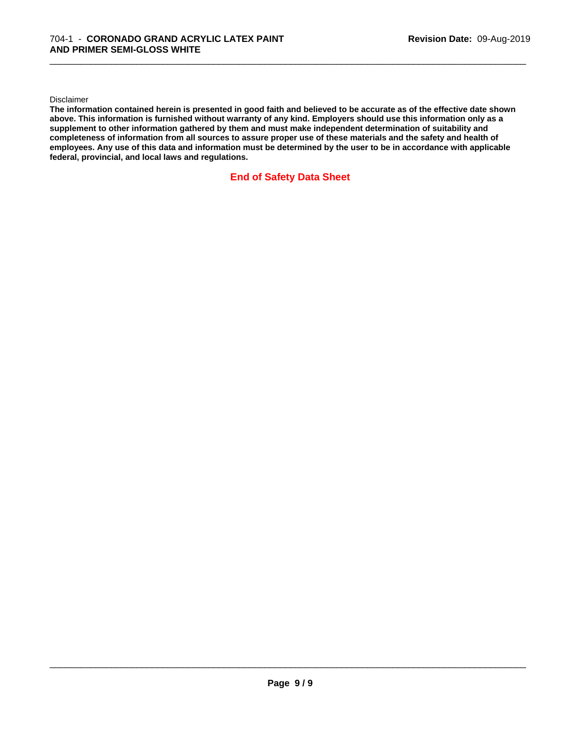Disclaimer

**The information contained herein is presented in good faith and believed to be accurate as of the effective date shown above. This information is furnished without warranty of any kind. Employers should use this information only as a supplement to other information gathered by them and must make independent determination of suitability and completeness of information from all sources to assure proper use of these materials and the safety and health of employees. Any use of this data and information must be determined by the user to be in accordance with applicable federal, provincial, and local laws and regulations.**

**End of Safety Data Sheet**